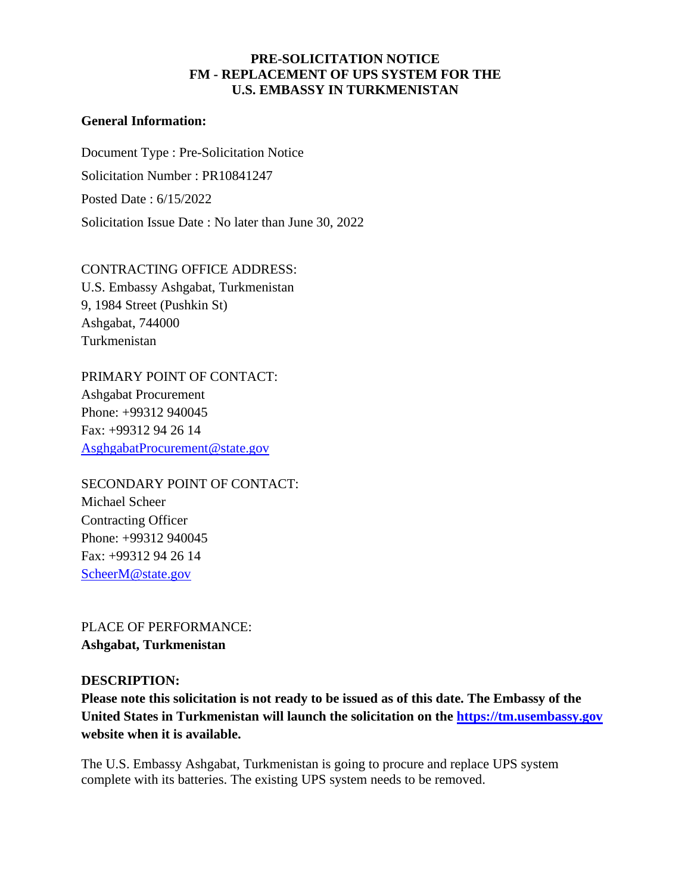**PRE-SOLICITATION NOTICE**
**FM - REPLACEMENT OF UPS SYSTEM FOR THE**
**U.S. EMBASSY IN TURKMENISTAN**

**General Information:**

Document Type : Pre-Solicitation Notice

Solicitation Number : PR10841247

Posted Date : 6/15/2022

Solicitation Issue Date : No later than June 30, 2022

CONTRACTING OFFICE ADDRESS:
U.S. Embassy Ashgabat, Turkmenistan
9, 1984 Street (Pushkin St)
Ashgabat, 744000
Turkmenistan

PRIMARY POINT OF CONTACT:
Ashgabat Procurement
Phone: +99312 940045
Fax: +99312 94 26 14
AsghgabatProcurement@state.gov

SECONDARY POINT OF CONTACT:
Michael Scheer
Contracting Officer
Phone: +99312 940045
Fax: +99312 94 26 14
ScheerM@state.gov

PLACE OF PERFORMANCE:
**Ashgabat, Turkmenistan**

**DESCRIPTION:**
**Please note this solicitation is not ready to be issued as of this date. The Embassy of the United States in Turkmenistan will launch the solicitation on the https://tm.usembassy.gov website when it is available.**

The U.S. Embassy Ashgabat, Turkmenistan is going to procure and replace UPS system complete with its batteries. The existing UPS system needs to be removed.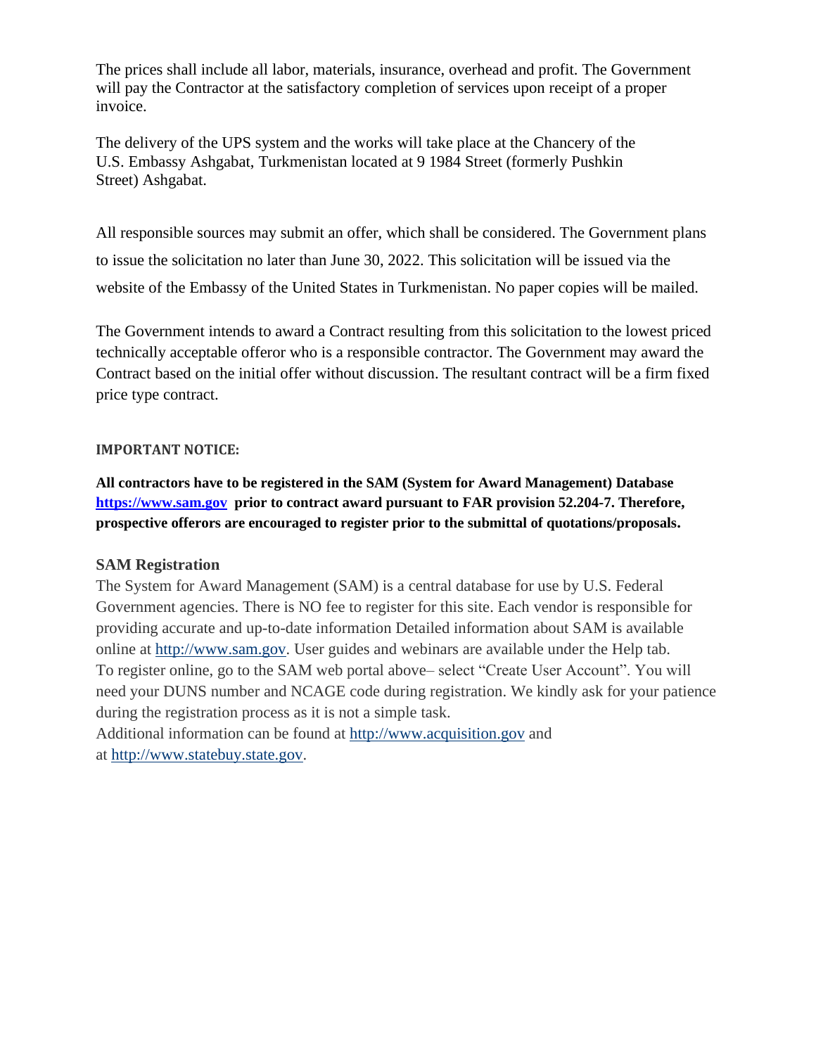The prices shall include all labor, materials, insurance, overhead and profit. The Government will pay the Contractor at the satisfactory completion of services upon receipt of a proper invoice.

The delivery of the UPS system and the works will take place at the Chancery of the U.S. Embassy Ashgabat, Turkmenistan located at 9 1984 Street (formerly Pushkin Street) Ashgabat.

All responsible sources may submit an offer, which shall be considered. The Government plans to issue the solicitation no later than June 30, 2022. This solicitation will be issued via the website of the Embassy of the United States in Turkmenistan. No paper copies will be mailed.

The Government intends to award a Contract resulting from this solicitation to the lowest priced technically acceptable offeror who is a responsible contractor. The Government may award the Contract based on the initial offer without discussion. The resultant contract will be a firm fixed price type contract.

**IMPORTANT NOTICE:**

**All contractors have to be registered in the SAM (System for Award Management) Database [https://www.sam.gov](https://www.sam.gov) prior to contract award pursuant to FAR provision 52.204-7. Therefore, prospective offerors are encouraged to register prior to the submittal of quotations/proposals.**

**SAM Registration**

The System for Award Management (SAM) is a central database for use by U.S. Federal Government agencies. There is NO fee to register for this site. Each vendor is responsible for providing accurate and up-to-date information Detailed information about SAM is available online at [http://www.sam.gov](http://www.sam.gov). User guides and webinars are available under the Help tab. To register online, go to the SAM web portal above– select "Create User Account". You will need your DUNS number and NCAGE code during registration. We kindly ask for your patience during the registration process as it is not a simple task.
Additional information can be found at [http://www.acquisition.gov](http://www.acquisition.gov) and at [http://www.statebuy.state.gov](http://www.statebuy.state.gov).